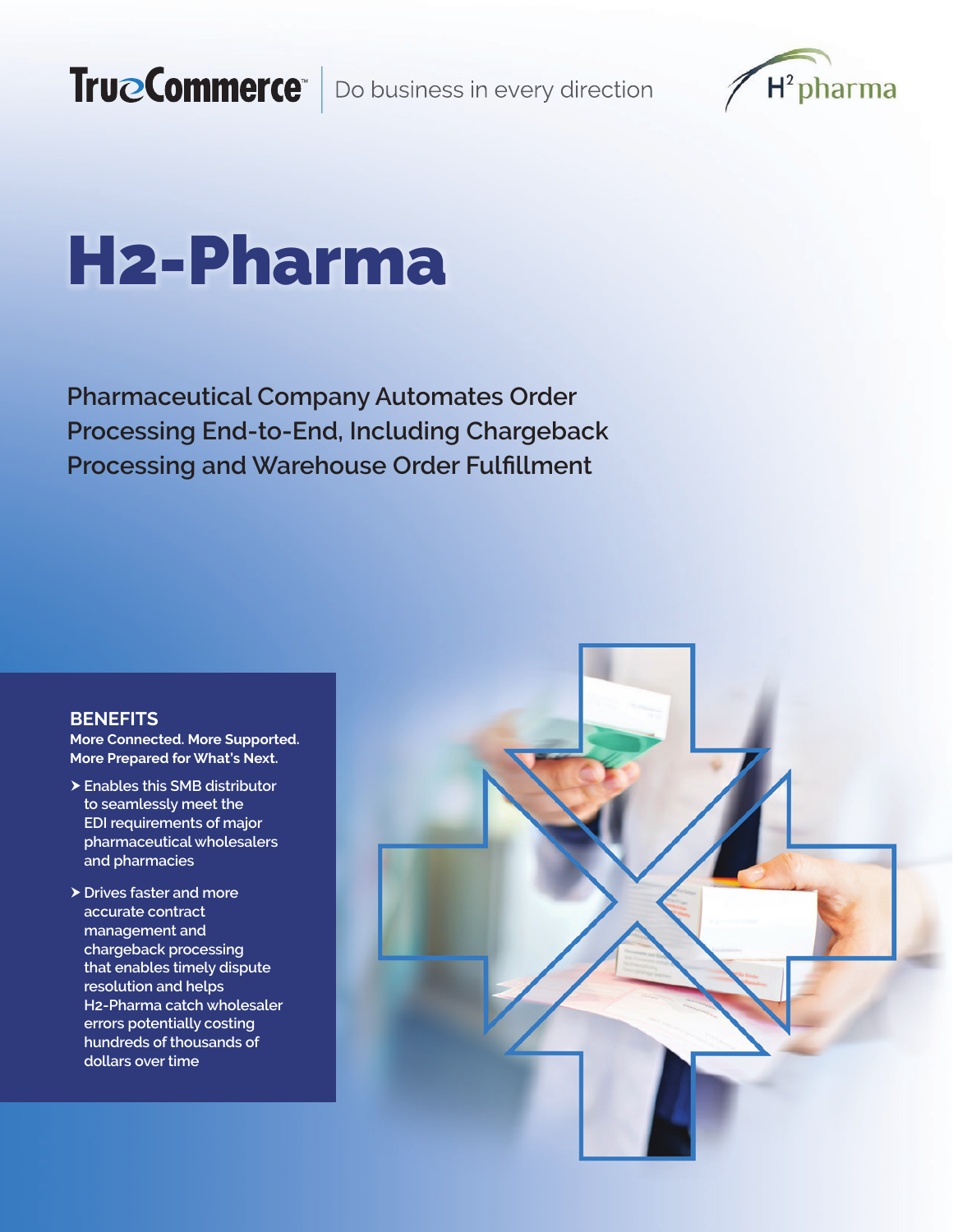TrueCommerce™ | Do business in every direction

H² pharma

# H2-Pharma

## Pharmaceutical Company Automates Order Processing End-to-End, Including Chargeback Processing and Warehouse Order Fulfillment

### BENEFITS

**More Connected. More Supported. More Prepared for What's Next.**

- Enables this SMB distributor to seamlessly meet the EDI requirements of major pharmaceutical wholesalers and pharmacies
- Drives faster and more accurate contract management and chargeback processing that enables timely dispute resolution and helps H2-Pharma catch wholesaler errors potentially costing hundreds of thousands of dollars over time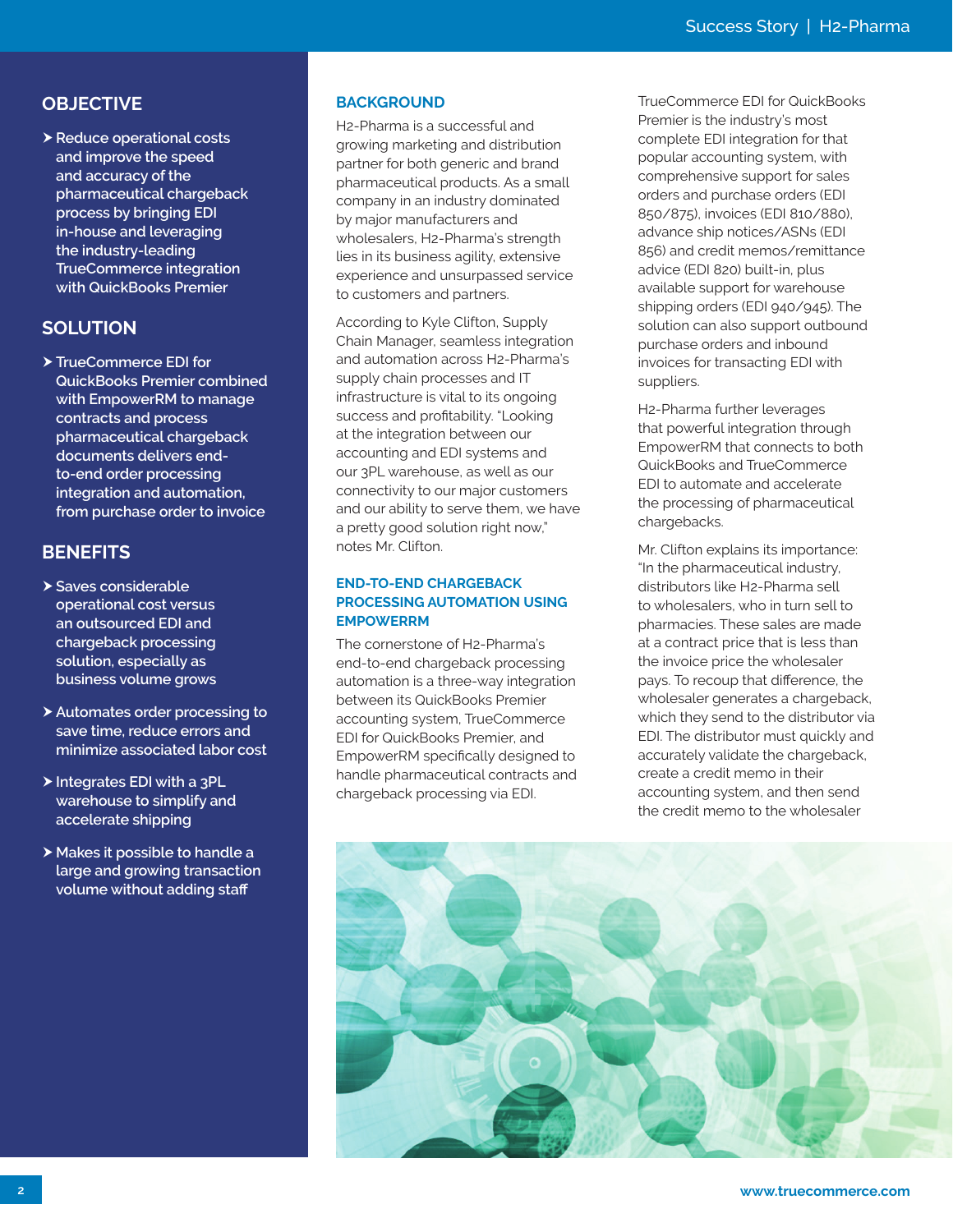## OBJECTIVE

- Reduce operational costs and improve the speed and accuracy of the pharmaceutical chargeback process by bringing EDI in-house and leveraging the industry-leading TrueCommerce integration with QuickBooks Premier

## SOLUTION

- TrueCommerce EDI for QuickBooks Premier combined with EmpowerRM to manage contracts and process pharmaceutical chargeback documents delivers end-to-end order processing integration and automation, from purchase order to invoice

## BENEFITS

- Saves considerable operational cost versus an outsourced EDI and chargeback processing solution, especially as business volume grows
- Automates order processing to save time, reduce errors and minimize associated labor cost
- Integrates EDI with a 3PL warehouse to simplify and accelerate shipping
- Makes it possible to handle a large and growing transaction volume without adding staff

## BACKGROUND

H2-Pharma is a successful and growing marketing and distribution partner for both generic and brand pharmaceutical products. As a small company in an industry dominated by major manufacturers and wholesalers, H2-Pharma's strength lies in its business agility, extensive experience and unsurpassed service to customers and partners.

According to Kyle Clifton, Supply Chain Manager, seamless integration and automation across H2-Pharma's supply chain processes and IT infrastructure is vital to its ongoing success and profitability. "Looking at the integration between our accounting and EDI systems and our 3PL warehouse, as well as our connectivity to our major customers and our ability to serve them, we have a pretty good solution right now," notes Mr. Clifton.

### END-TO-END CHARGEBACK PROCESSING AUTOMATION USING EMPOWERRM

The cornerstone of H2-Pharma's end-to-end chargeback processing automation is a three-way integration between its QuickBooks Premier accounting system, TrueCommerce EDI for QuickBooks Premier, and EmpowerRM specifically designed to handle pharmaceutical contracts and chargeback processing via EDI.

TrueCommerce EDI for QuickBooks Premier is the industry's most complete EDI integration for that popular accounting system, with comprehensive support for sales orders and purchase orders (EDI 850/875), invoices (EDI 810/880), advance ship notices/ASNs (EDI 856) and credit memos/remittance advice (EDI 820) built-in, plus available support for warehouse shipping orders (EDI 940/945). The solution can also support outbound purchase orders and inbound invoices for transacting EDI with suppliers.

H2-Pharma further leverages that powerful integration through EmpowerRM that connects to both QuickBooks and TrueCommerce EDI to automate and accelerate the processing of pharmaceutical chargebacks.

Mr. Clifton explains its importance: "In the pharmaceutical industry, distributors like H2-Pharma sell to wholesalers, who in turn sell to pharmacies. These sales are made at a contract price that is less than the invoice price the wholesaler pays. To recoup that difference, the wholesaler generates a chargeback, which they send to the distributor via EDI. The distributor must quickly and accurately validate the chargeback, create a credit memo in their accounting system, and then send the credit memo to the wholesaler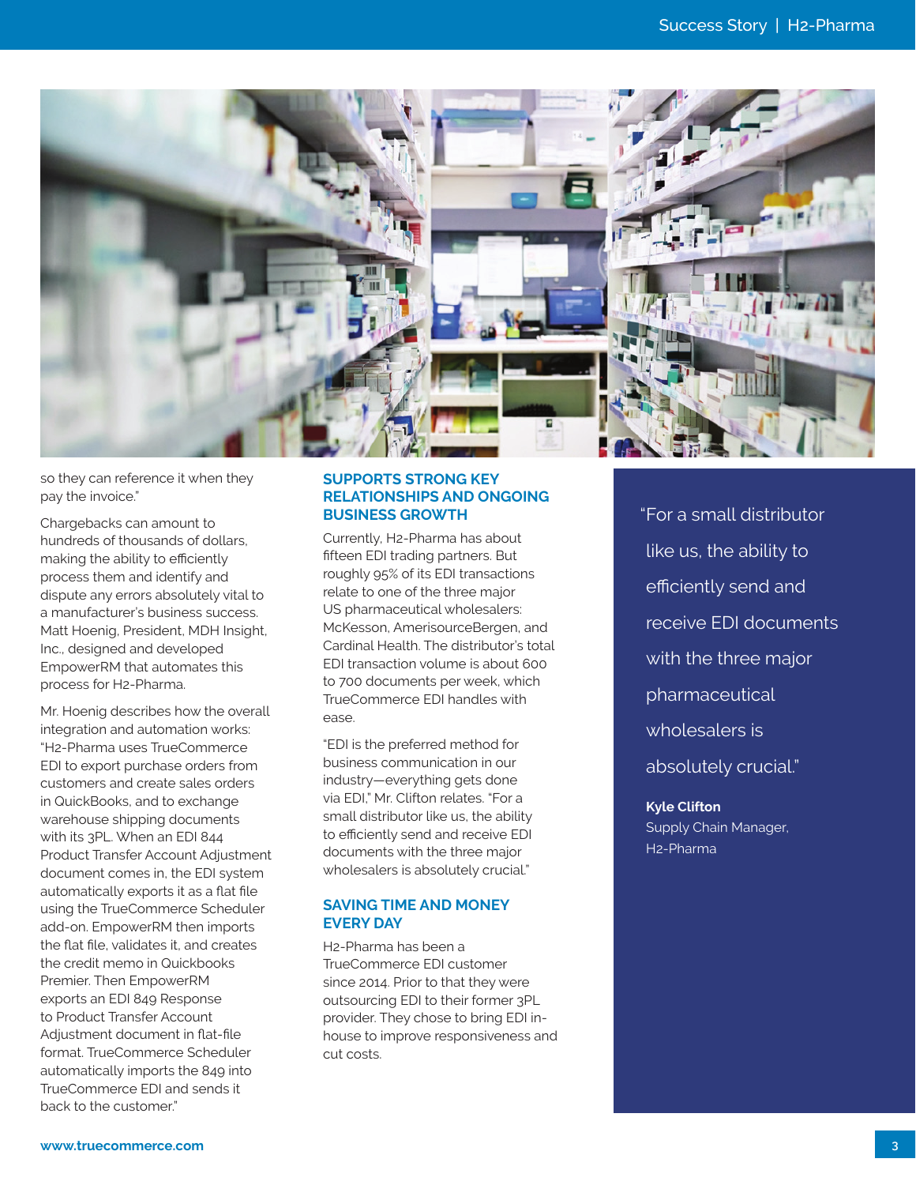so they can reference it when they pay the invoice."

Chargebacks can amount to hundreds of thousands of dollars, making the ability to efficiently process them and identify and dispute any errors absolutely vital to a manufacturer's business success. Matt Hoenig, President, MDH Insight, Inc., designed and developed EmpowerRM that automates this process for H2-Pharma.

Mr. Hoenig describes how the overall integration and automation works: "H2-Pharma uses TrueCommerce EDI to export purchase orders from customers and create sales orders in QuickBooks, and to exchange warehouse shipping documents with its 3PL. When an EDI 844 Product Transfer Account Adjustment document comes in, the EDI system automatically exports it as a flat file using the TrueCommerce Scheduler add-on. EmpowerRM then imports the flat file, validates it, and creates the credit memo in Quickbooks Premier. Then EmpowerRM exports an EDI 849 Response to Product Transfer Account Adjustment document in flat-file format. TrueCommerce Scheduler automatically imports the 849 into TrueCommerce EDI and sends it back to the customer."

## SUPPORTS STRONG KEY RELATIONSHIPS AND ONGOING BUSINESS GROWTH

Currently, H2-Pharma has about fifteen EDI trading partners. But roughly 95% of its EDI transactions relate to one of the three major US pharmaceutical wholesalers: McKesson, AmerisourceBergen, and Cardinal Health. The distributor's total EDI transaction volume is about 600 to 700 documents per week, which TrueCommerce EDI handles with ease.

"EDI is the preferred method for business communication in our industry—everything gets done via EDI," Mr. Clifton relates. "For a small distributor like us, the ability to efficiently send and receive EDI documents with the three major wholesalers is absolutely crucial."

## SAVING TIME AND MONEY EVERY DAY

H2-Pharma has been a TrueCommerce EDI customer since 2014. Prior to that they were outsourcing EDI to their former 3PL provider. They chose to bring EDI in-house to improve responsiveness and cut costs.

> "For a small distributor like us, the ability to efficiently send and receive EDI documents with the three major pharmaceutical wholesalers is absolutely crucial."
>
> **Kyle Clifton**
> Supply Chain Manager, H2-Pharma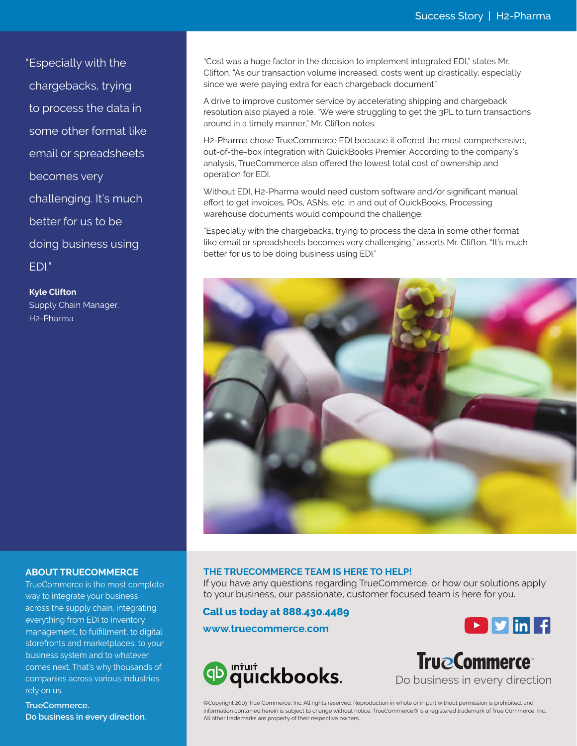"Especially with the chargebacks, trying to process the data in some other format like email or spreadsheets becomes very challenging. It's much better for us to be doing business using EDI."

**Kyle Clifton**
Supply Chain Manager,
H2-Pharma

"Cost was a huge factor in the decision to implement integrated EDI," states Mr. Clifton. "As our transaction volume increased, costs went up drastically, especially since we were paying extra for each chargeback document."

A drive to improve customer service by accelerating shipping and chargeback resolution also played a role. "We were struggling to get the 3PL to turn transactions around in a timely manner," Mr. Clifton notes.

H2-Pharma chose TrueCommerce EDI because it offered the most comprehensive, out-of-the-box integration with QuickBooks Premier. According to the company's analysis, TrueCommerce also offered the lowest total cost of ownership and operation for EDI.

Without EDI, H2-Pharma would need custom software and/or significant manual effort to get invoices, POs, ASNs, etc. in and out of QuickBooks. Processing warehouse documents would compound the challenge.

"Especially with the chargebacks, trying to process the data in some other format like email or spreadsheets becomes very challenging," asserts Mr. Clifton. "It's much better for us to be doing business using EDI."

## ABOUT TRUECOMMERCE

TrueCommerce is the most complete way to integrate your business across the supply chain, integrating everything from EDI to inventory management, to fulfillment, to digital storefronts and marketplaces, to your business system and to whatever comes next. That's why thousands of companies across various industries rely on us.

**TrueCommerce.**
**Do business in every direction.**

## THE TRUECOMMERCE TEAM IS HERE TO HELP!

If you have any questions regarding TrueCommerce, or how our solutions apply to your business, our passionate, customer focused team is here for you.

**Call us today at 888.430.4489**

**www.truecommerce.com**

intuit quickbooks.

TrueCommerce™
Do business in every direction

©Copyright 2019 True Commerce, Inc. All rights reserved. Reproduction in whole or in part without permission is prohibited, and information contained herein is subject to change without notice. TrueCommerce® is a registered trademark of True Commerce, Inc. All other trademarks are property of their respective owners.